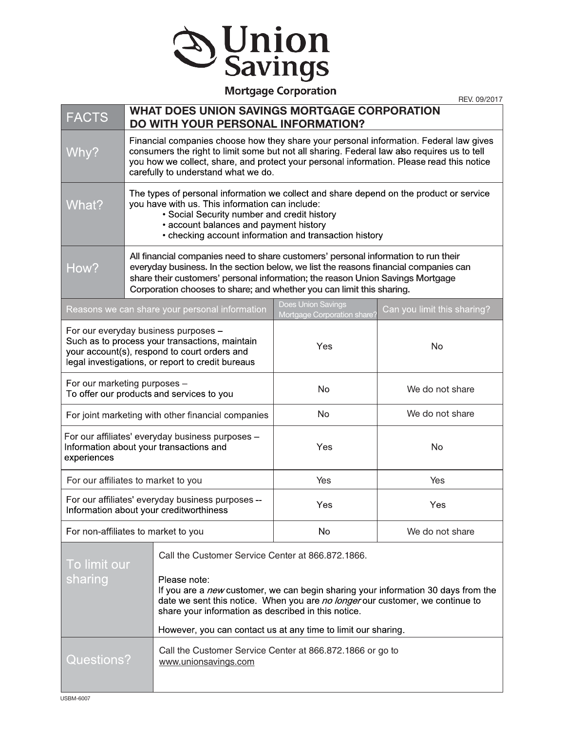# Union Savings Mortgage Corporation

REV. 09/2017

| FACTS | WHAT DOES UNION SAVINGS MORTGAGE CORPORATION DO WITH YOUR PERSONAL INFORMATION? |
|---|---|
| Why? | Financial companies choose how they share your personal information. Federal law gives consumers the right to limit some but not all sharing. Federal law also requires us to tell you how we collect, share, and protect your personal information. Please read this notice carefully to understand what we do. |
| What? | The types of personal information we collect and share depend on the product or service you have with us. This information can include:<br>• Social Security number and credit history<br>• account balances and payment history<br>• checking account information and transaction history |
| How? | All financial companies need to share customers' personal information to run their everyday business. In the section below, we list the reasons financial companies can share their customers' personal information; the reason Union Savings Mortgage Corporation chooses to share; and whether you can limit this sharing. |

| Reasons we can share your personal information | Does Union Savings Mortgage Corporation share? | Can you limit this sharing? |
|---|---|---|
| For our everyday business purposes – Such as to process your transactions, maintain your account(s), respond to court orders and legal investigations, or report to credit bureaus | Yes | No |
| For our marketing purposes – To offer our products and services to you | No | We do not share |
| For joint marketing with other financial companies | No | We do not share |
| For our affiliates' everyday business purposes – Information about your transactions and experiences | Yes | No |
| For our affiliates to market to you | Yes | Yes |
| For our affiliates' everyday business purposes -- Information about your creditworthiness | Yes | Yes |
| For non-affiliates to market to you | No | We do not share |

| To limit our sharing | Call the Customer Service Center at 866.872.1866.<br><br>Please note:<br>If you are a *new* customer, we can begin sharing your information 30 days from the date we sent this notice. When you are *no longer* our customer, we continue to share your information as described in this notice.<br><br>However, you can contact us at any time to limit our sharing. |
|---|---|
| Questions? | Call the Customer Service Center at 866.872.1866 or go to www.unionsavings.com |

USBM-6007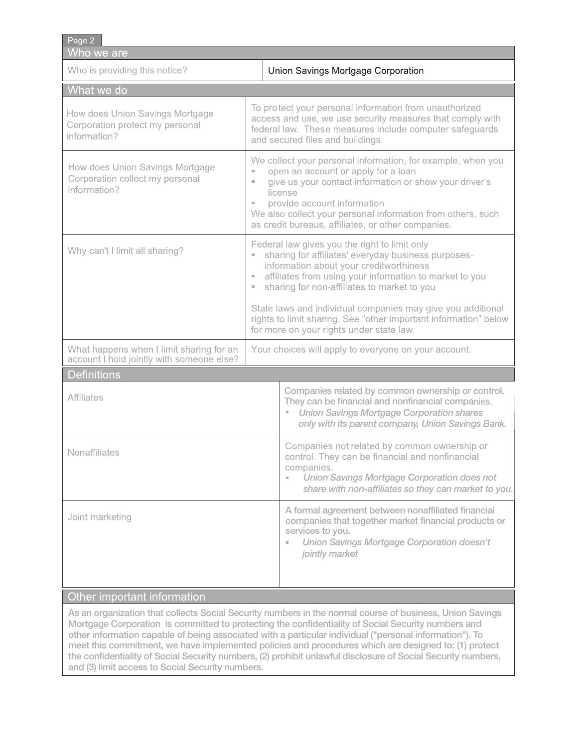## Who we are

| | |
|---|---|
| Who is providing this notice? | Union Savings Mortgage Corporation |

## What we do

| | |
|---|---|
| How does Union Savings Mortgage Corporation protect my personal information? | To protect your personal information from unauthorized access and use, we use security measures that comply with federal law. These measures include computer safeguards and secured files and buildings. |
| How does Union Savings Mortgage Corporation collect my personal information? | We collect your personal information, for example, when you <br>▪ open an account or apply for a loan <br>▪ give us your contact information or show your driver's license <br>▪ provide account information <br>We also collect your personal information from others, such as credit bureaus, affiliates, or other companies. |
| Why can't I limit all sharing? | Federal law gives you the right to limit only <br>▪ sharing for affiliates' everyday business purposes- information about your creditworthiness <br>▪ affiliates from using your information to market to you <br>▪ sharing for non-affiliates to market to you <br><br>State laws and individual companies may give you additional rights to limit sharing. See "other important information" below for more on your rights under state law. |
| What happens when I limit sharing for an account I hold jointly with someone else? | Your choices will apply to everyone on your account. |

## Definitions

| | |
|---|---|
| Affiliates | Companies related by common ownership or control. They can be financial and nonfinancial companies. <br>▪ *Union Savings Mortgage Corporation shares only with its parent company, Union Savings Bank.* |
| Nonaffiliates | Companies not related by common ownership or control. They can be financial and nonfinancial companies. <br>▪ *Union Savings Mortgage Corporation does not share with non-affiliates so they can market to you.* |
| Joint marketing | A formal agreement between nonaffiliated financial companies that together market financial products or services to you. <br>▪ *Union Savings Mortgage Corporation doesn't jointly market* |

## Other important information

As an organization that collects Social Security numbers in the normal course of business, Union Savings Mortgage Corporation is committed to protecting the confidentiality of Social Security numbers and other information capable of being associated with a particular individual ("personal information"). To meet this commitment, we have implemented policies and procedures which are designed to: (1) protect the confidentiality of Social Security numbers, (2) prohibit unlawful disclosure of Social Security numbers, and (3) limit access to Social Security numbers.